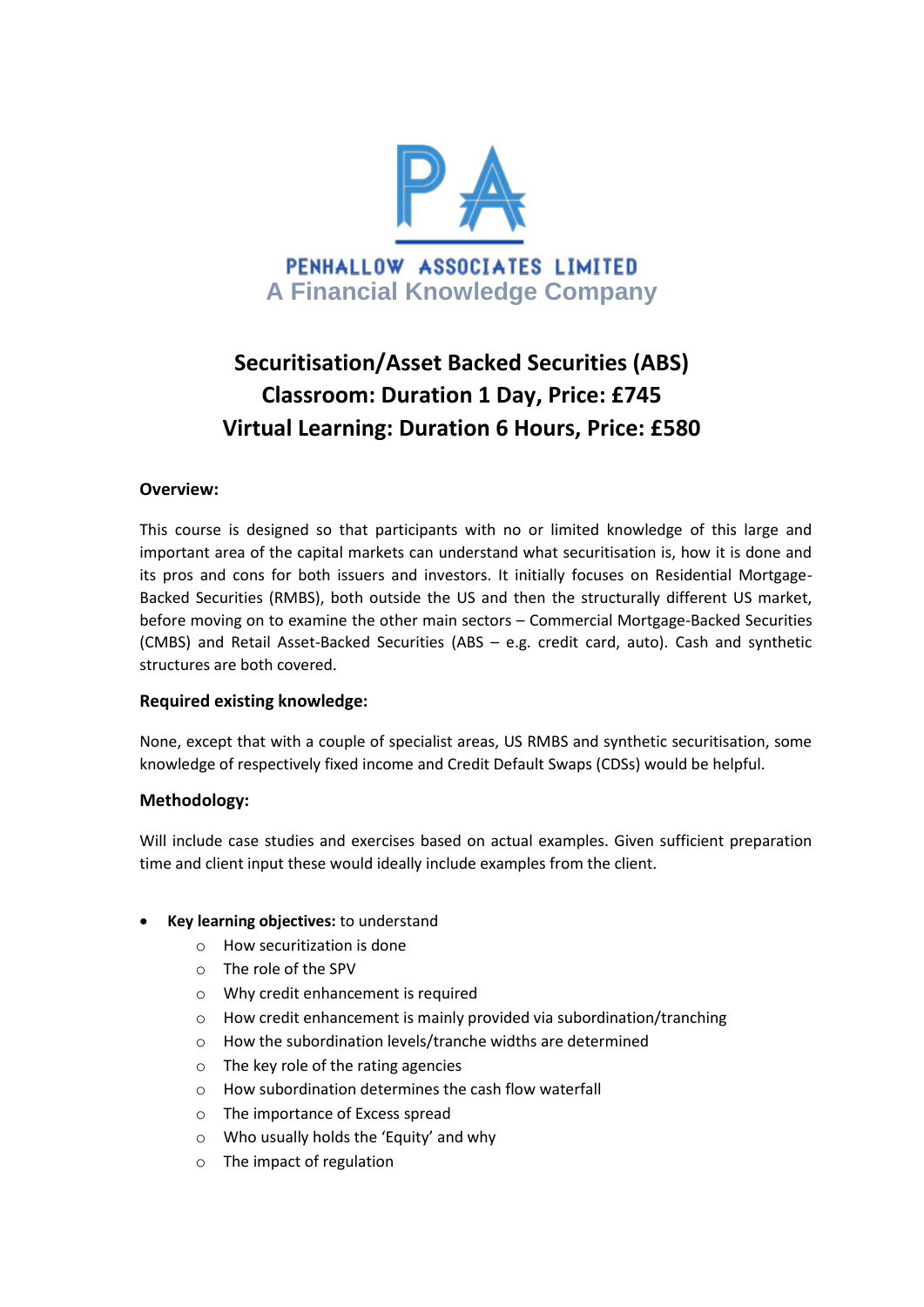PENHALLOW ASSOCIATES LIMITED
A Financial Knowledge Company

# Securitisation/Asset Backed Securities (ABS)
# Classroom: Duration 1 Day, Price: £745
# Virtual Learning: Duration 6 Hours, Price: £580

**Overview:**

This course is designed so that participants with no or limited knowledge of this large and important area of the capital markets can understand what securitisation is, how it is done and its pros and cons for both issuers and investors. It initially focuses on Residential Mortgage-Backed Securities (RMBS), both outside the US and then the structurally different US market, before moving on to examine the other main sectors – Commercial Mortgage-Backed Securities (CMBS) and Retail Asset-Backed Securities (ABS – e.g. credit card, auto). Cash and synthetic structures are both covered.

**Required existing knowledge:**

None, except that with a couple of specialist areas, US RMBS and synthetic securitisation, some knowledge of respectively fixed income and Credit Default Swaps (CDSs) would be helpful.

**Methodology:**

Will include case studies and exercises based on actual examples. Given sufficient preparation time and client input these would ideally include examples from the client.

- **Key learning objectives:** to understand
  - How securitization is done
  - The role of the SPV
  - Why credit enhancement is required
  - How credit enhancement is mainly provided via subordination/tranching
  - How the subordination levels/tranche widths are determined
  - The key role of the rating agencies
  - How subordination determines the cash flow waterfall
  - The importance of Excess spread
  - Who usually holds the 'Equity' and why
  - The impact of regulation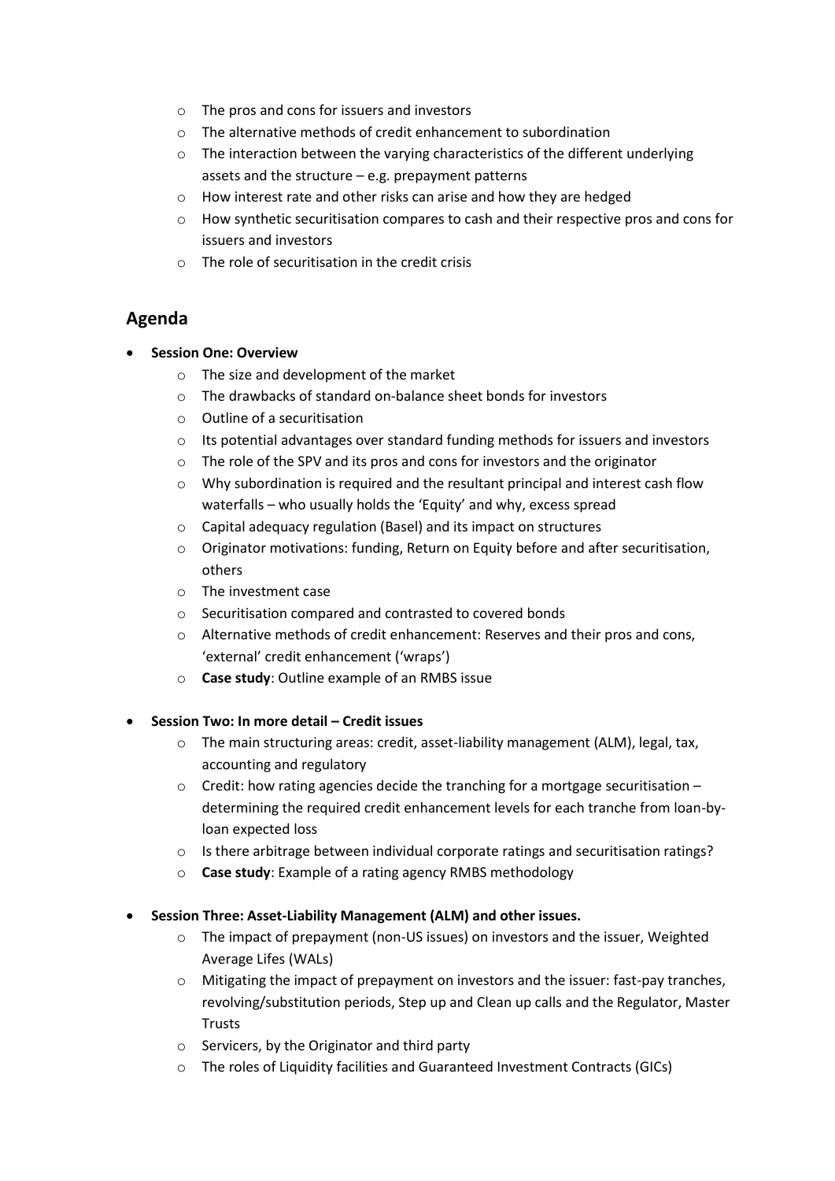- The pros and cons for issuers and investors
  - The alternative methods of credit enhancement to subordination
  - The interaction between the varying characteristics of the different underlying assets and the structure – e.g. prepayment patterns
  - How interest rate and other risks can arise and how they are hedged
  - How synthetic securitisation compares to cash and their respective pros and cons for issuers and investors
  - The role of securitisation in the credit crisis

## Agenda

- **Session One: Overview**
  - The size and development of the market
  - The drawbacks of standard on-balance sheet bonds for investors
  - Outline of a securitisation
  - Its potential advantages over standard funding methods for issuers and investors
  - The role of the SPV and its pros and cons for investors and the originator
  - Why subordination is required and the resultant principal and interest cash flow waterfalls – who usually holds the 'Equity' and why, excess spread
  - Capital adequacy regulation (Basel) and its impact on structures
  - Originator motivations: funding, Return on Equity before and after securitisation, others
  - The investment case
  - Securitisation compared and contrasted to covered bonds
  - Alternative methods of credit enhancement: Reserves and their pros and cons, 'external' credit enhancement ('wraps')
  - **Case study**: Outline example of an RMBS issue

- **Session Two: In more detail – Credit issues**
  - The main structuring areas: credit, asset-liability management (ALM), legal, tax, accounting and regulatory
  - Credit: how rating agencies decide the tranching for a mortgage securitisation – determining the required credit enhancement levels for each tranche from loan-by-loan expected loss
  - Is there arbitrage between individual corporate ratings and securitisation ratings?
  - **Case study**: Example of a rating agency RMBS methodology

- **Session Three: Asset-Liability Management (ALM) and other issues.**
  - The impact of prepayment (non-US issues) on investors and the issuer, Weighted Average Lifes (WALs)
  - Mitigating the impact of prepayment on investors and the issuer: fast-pay tranches, revolving/substitution periods, Step up and Clean up calls and the Regulator, Master Trusts
  - Servicers, by the Originator and third party
  - The roles of Liquidity facilities and Guaranteed Investment Contracts (GICs)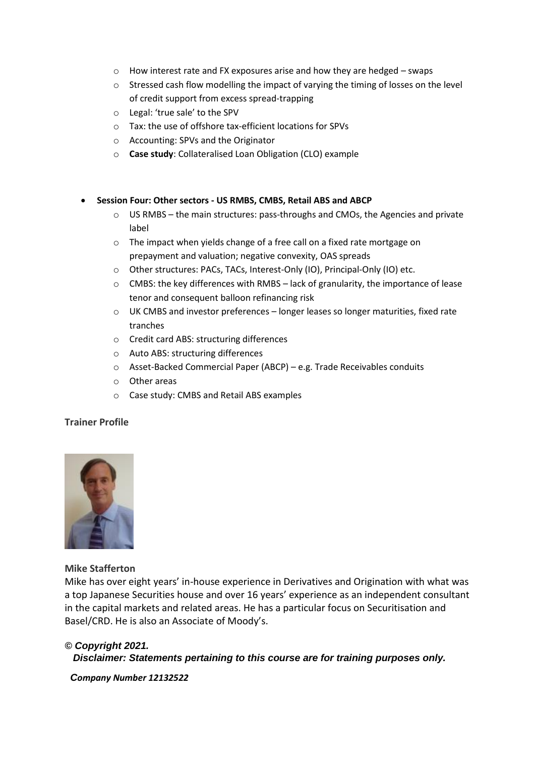- How interest rate and FX exposures arise and how they are hedged – swaps
- Stressed cash flow modelling the impact of varying the timing of losses on the level of credit support from excess spread-trapping
- Legal: 'true sale' to the SPV
- Tax: the use of offshore tax-efficient locations for SPVs
- Accounting: SPVs and the Originator
- **Case study**: Collateralised Loan Obligation (CLO) example

- **Session Four: Other sectors - US RMBS, CMBS, Retail ABS and ABCP**
  - US RMBS – the main structures: pass-throughs and CMOs, the Agencies and private label
  - The impact when yields change of a free call on a fixed rate mortgage on prepayment and valuation; negative convexity, OAS spreads
  - Other structures: PACs, TACs, Interest-Only (IO), Principal-Only (IO) etc.
  - CMBS: the key differences with RMBS – lack of granularity, the importance of lease tenor and consequent balloon refinancing risk
  - UK CMBS and investor preferences – longer leases so longer maturities, fixed rate tranches
  - Credit card ABS: structuring differences
  - Auto ABS: structuring differences
  - Asset-Backed Commercial Paper (ABCP) – e.g. Trade Receivables conduits
  - Other areas
  - Case study: CMBS and Retail ABS examples

**Trainer Profile**

**Mike Stafferton**

Mike has over eight years' in-house experience in Derivatives and Origination with what was a top Japanese Securities house and over 16 years' experience as an independent consultant in the capital markets and related areas. He has a particular focus on Securitisation and Basel/CRD. He is also an Associate of Moody's.

***© Copyright 2021.***

***Disclaimer: Statements pertaining to this course are for training purposes only.***

***Company Number 12132522***